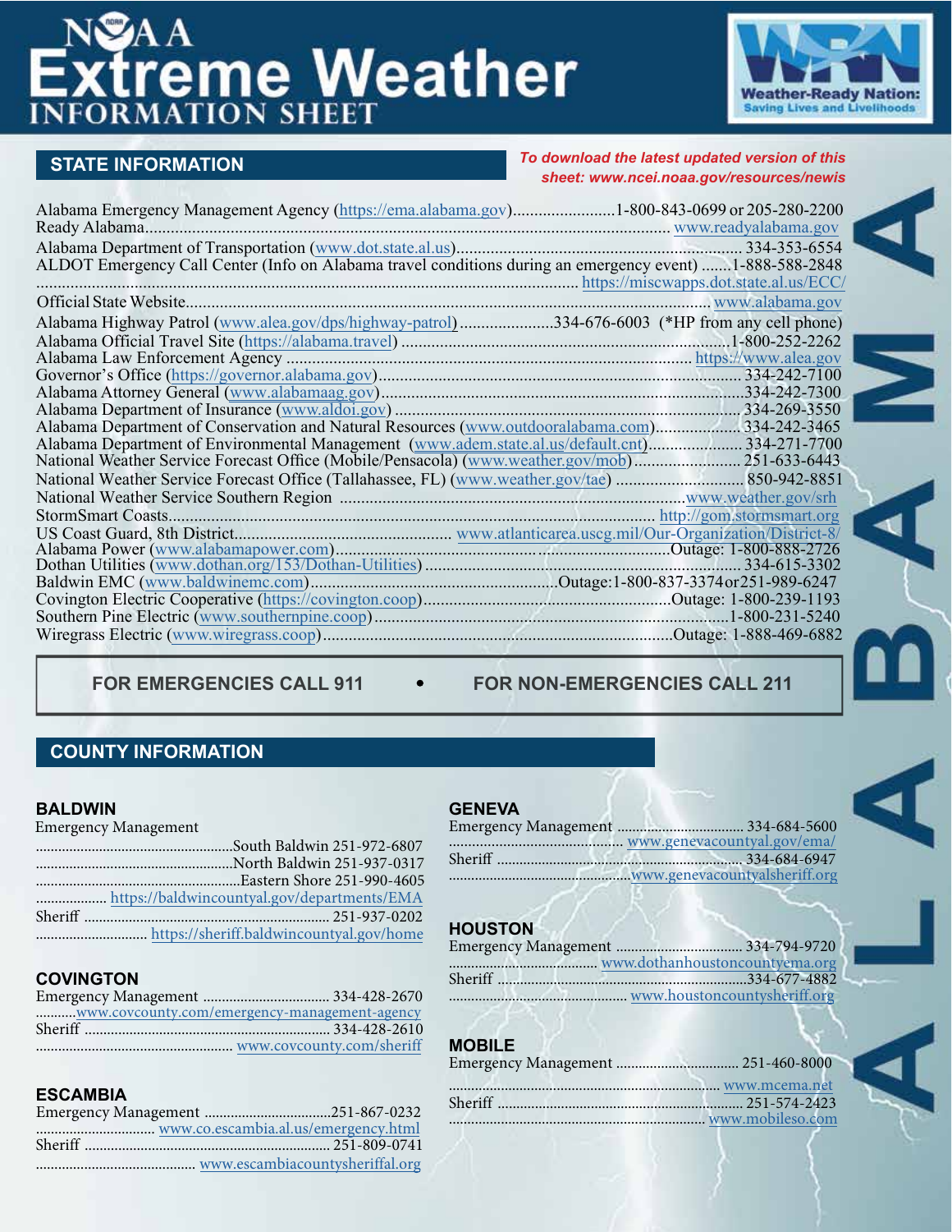# NOAA Extreme Weather INFORMATION SHEET

**Weather-Ready Nation: Saving Lives and Livelihoods**

## STATE INFORMATION

*To download the latest updated version of this sheet: www.ncei.noaa.gov/resources/newis*

# ALABAMA

Alabama Emergency Management Agency (https://ema.alabama.gov)........................1-800-843-0699 or 205-280-2200
Ready Alabama.......................................................................................................... www.readyalabama.gov
Alabama Department of Transportation (www.dot.state.al.us)................................................................... 334-353-6554
ALDOT Emergency Call Center (Info on Alabama travel conditions during an emergency event) .......1-888-588-2848
................................................................................................................................. https://miscwapps.dot.state.al.us/ECC/
Official State Website.......................................................................................................................... www.alabama.gov
Alabama Highway Patrol (www.alea.gov/dps/highway-patrol)......................334-676-6003 (*HP from any cell phone)
Alabama Official Travel Site (https://alabama.travel) ............................................................................1-800-252-2262
Alabama Law Enforcement Agency .............................................................................................. https://www.alea.gov
Governor's Office (https://governor.alabama.gov)..................................................................................... 334-242-7100
Alabama Attorney General (www.alabamaag.gov)......................................................................................334-242-7300
Alabama Department of Insurance (www.aldoi.gov) ................................................................................334-269-3550
Alabama Department of Conservation and Natural Resources (www.outdooralabama.com).................... 334-242-3465
Alabama Department of Environmental Management (www.adem.state.al.us/default.cnt)...................... 334-271-7700
National Weather Service Forecast Office (Mobile/Pensacola) (www.weather.gov/mob)......................... 251-633-6443
National Weather Service Forecast Office (Tallahassee, FL) (www.weather.gov/tae) ..............................850-942-8851
National Weather Service Southern Region .................................................................................www.weather.gov/srh
StormSmart Coasts................................................................................................................ http://gom.stormsmart.org
US Coast Guard, 8th District.................................................. www.atlanticarea.uscg.mil/Our-Organization/District-8/
Alabama Power (www.alabamapower.com)...............................................................................Outage: 1-800-888-2726
Dothan Utilities (www.dothan.org/153/Dothan-Utilities) .......................................................................... 334-615-3302
Baldwin EMC (www.baldwinemc.com)........................................................Outage:1-800-837-3374 or 251-989-6247
Covington Electric Cooperative (https://covington.coop)..........................................................Outage: 1-800-239-1193
Southern Pine Electric (www.southernpine.coop)......................................................................................1-800-231-5240
Wiregrass Electric (www.wiregrass.coop)..................................................................................Outage: 1-888-469-6882

**FOR EMERGENCIES CALL 911 • FOR NON-EMERGENCIES CALL 211**

## COUNTY INFORMATION

### BALDWIN
Emergency Management
....................................................South Baldwin 251-972-6807
....................................................North Baldwin 251-937-0317
......................................................Eastern Shore 251-990-4605
.................. https://baldwincountyal.gov/departments/EMA
Sheriff ................................................................ 251-937-0202
............................. https://sheriff.baldwincountyal.gov/home

### COVINGTON
Emergency Management ................................. 334-428-2670
..........www.covcounty.com/emergency-management-agency
Sheriff ................................................................ 334-428-2610
................................................... www.covcounty.com/sheriff

### ESCAMBIA
Emergency Management .................................251-867-0232
............................... www.co.escambia.al.us/emergency.html
Sheriff ................................................................ 251-809-0741
.......................................... www.escambiacountysheriffal.org

### GENEVA
Emergency Management ................................. 334-684-5600
............................................ www.genevacountyal.gov/ema/
Sheriff ................................................................ 334-684-6947
................................................www.genevacountyalsheriff.org

### HOUSTON
Emergency Management ................................. 334-794-9720
....................................... www.dothanhoustoncountyema.org
Sheriff .................................................................334-677-4882
............................................... www.houstoncountysheriff.org

### MOBILE
Emergency Management ................................ 251-460-8000
....................................................................... www.mcema.net
Sheriff ................................................................ 251-574-2423
.................................................................. www.mobileso.com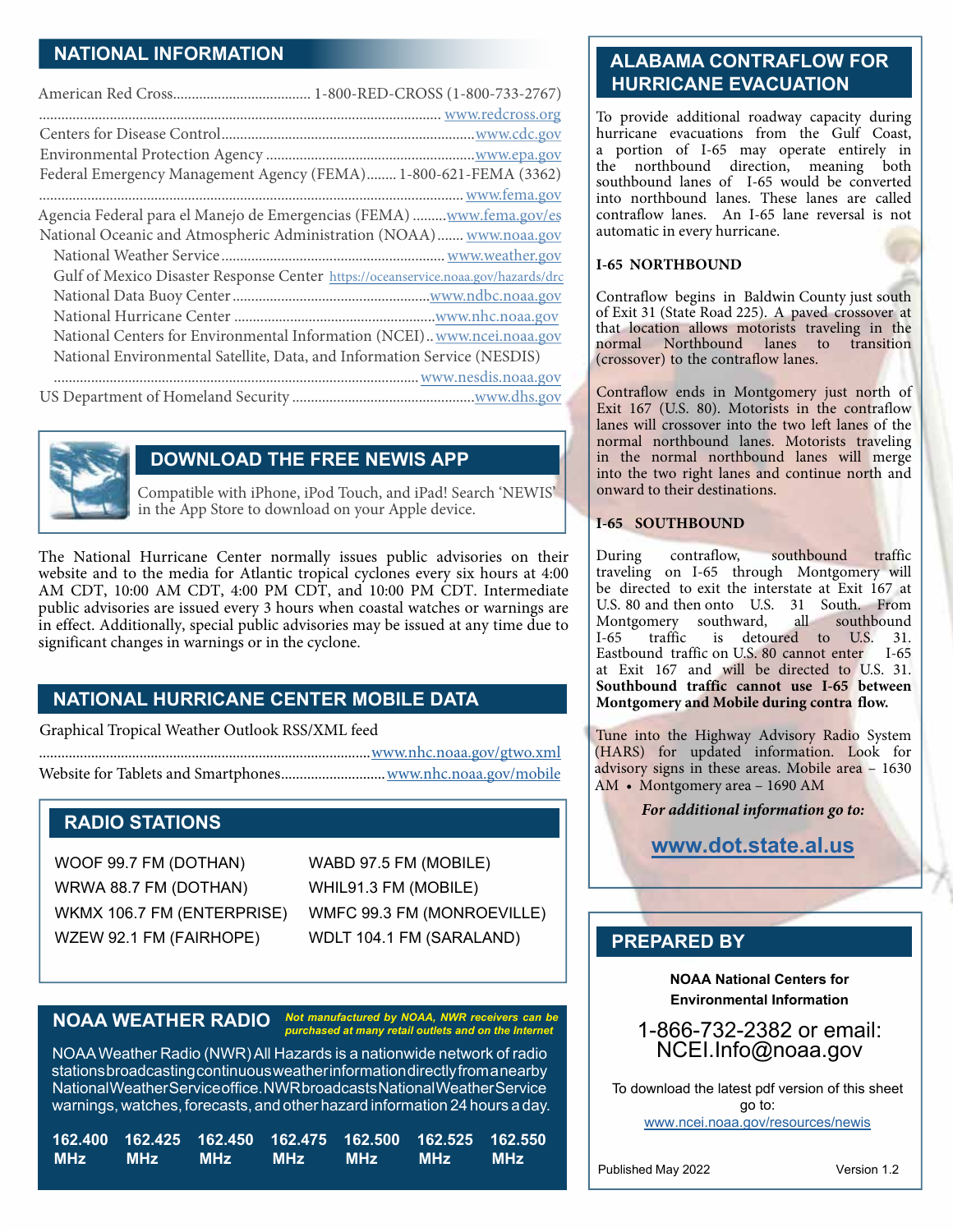## NATIONAL INFORMATION

American Red Cross..................................... 1-800-RED-CROSS (1-800-733-2767)
.......................................................................................................... www.redcross.org
Centers for Disease Control..................................................................www.cdc.gov
Environmental Protection Agency ........................................................www.epa.gov
Federal Emergency Management Agency (FEMA)........ 1-800-621-FEMA (3362)
................................................................................................................ www.fema.gov
Agencia Federal para el Manejo de Emergencias (FEMA) .........www.fema.gov/es
National Oceanic and Atmospheric Administration (NOAA)....... www.noaa.gov
National Weather Service ...........................................................www.weather.gov
Gulf of Mexico Disaster Response Center https://oceanservice.noaa.gov/hazards/drc
National Data Buoy Center .....................................................www.ndbc.noaa.gov
National Hurricane Center ......................................................www.nhc.noaa.gov
National Centers for Environmental Information (NCEI)..www.ncei.noaa.gov
National Environmental Satellite, Data, and Information Service (NESDIS)
..............................................................................................www.nesdis.noaa.gov
US Department of Homeland Security .................................................www.dhs.gov

## DOWNLOAD THE FREE NEWIS APP

Compatible with iPhone, iPod Touch, and iPad! Search 'NEWIS' in the App Store to download on your Apple device.

The National Hurricane Center normally issues public advisories on their website and to the media for Atlantic tropical cyclones every six hours at 4:00 AM CDT, 10:00 AM CDT, 4:00 PM CDT, and 10:00 PM CDT. Intermediate public advisories are issued every 3 hours when coastal watches or warnings are in effect. Additionally, special public advisories may be issued at any time due to significant changes in warnings or in the cyclone.

## NATIONAL HURRICANE CENTER MOBILE DATA

Graphical Tropical Weather Outlook RSS/XML feed
........................................................................................www.nhc.noaa.gov/gtwo.xml
Website for Tablets and Smartphones............................www.nhc.noaa.gov/mobile

## RADIO STATIONS

| | |
|---|---|
| WOOF 99.7 FM (DOTHAN) | WABD 97.5 FM (MOBILE) |
| WRWA 88.7 FM (DOTHAN) | WHIL91.3 FM (MOBILE) |
| WKMX 106.7 FM (ENTERPRISE) | WMFC 99.3 FM (MONROEVILLE) |
| WZEW 92.1 FM (FAIRHOPE) | WDLT 104.1 FM (SARALAND) |

## NOAA WEATHER RADIO

*Not manufactured by NOAA, NWR receivers can be purchased at many retail outlets and on the Internet*

NOAA Weather Radio (NWR) All Hazards is a nationwide network of radio stations broadcasting continuous weather information directly from a nearby National Weather Service office. NWR broadcasts National Weather Service warnings, watches, forecasts, and other hazard information 24 hours a day.

**162.400 MHz | 162.425 MHz | 162.450 MHz | 162.475 MHz | 162.500 MHz | 162.525 MHz | 162.550 MHz**

## ALABAMA CONTRAFLOW FOR HURRICANE EVACUATION

To provide additional roadway capacity during hurricane evacuations from the Gulf Coast, a portion of I-65 may operate entirely in the northbound direction, meaning both southbound lanes of I-65 would be converted into northbound lanes. These lanes are called contraflow lanes. An I-65 lane reversal is not automatic in every hurricane.

### I-65 NORTHBOUND

Contraflow begins in Baldwin County just south of Exit 31 (State Road 225). A paved crossover at that location allows motorists traveling in the normal Northbound lanes to transition (crossover) to the contraflow lanes.

Contraflow ends in Montgomery just north of Exit 167 (U.S. 80). Motorists in the contraflow lanes will crossover into the two left lanes of the normal northbound lanes. Motorists traveling in the normal northbound lanes will merge into the two right lanes and continue north and onward to their destinations.

### I-65 SOUTHBOUND

During contraflow, southbound traffic traveling on I-65 through Montgomery will be directed to exit the interstate at Exit 167 at U.S. 80 and then onto U.S. 31 South. From Montgomery southward, all southbound I-65 traffic is detoured to U.S. 31. Eastbound traffic on U.S. 80 cannot enter I-65 at Exit 167 and will be directed to U.S. 31. **Southbound traffic cannot use I-65 between Montgomery and Mobile during contra flow.**

Tune into the Highway Advisory Radio System (HARS) for updated information. Look for advisory signs in these areas. Mobile area – 1630 AM • Montgomery area – 1690 AM

***For additional information go to:***

**www.dot.state.al.us**

## PREPARED BY

**NOAA National Centers for Environmental Information**

1-866-732-2382 or email: NCEI.Info@noaa.gov

To download the latest pdf version of this sheet go to:
www.ncei.noaa.gov/resources/newis

Published May 2022 Version 1.2